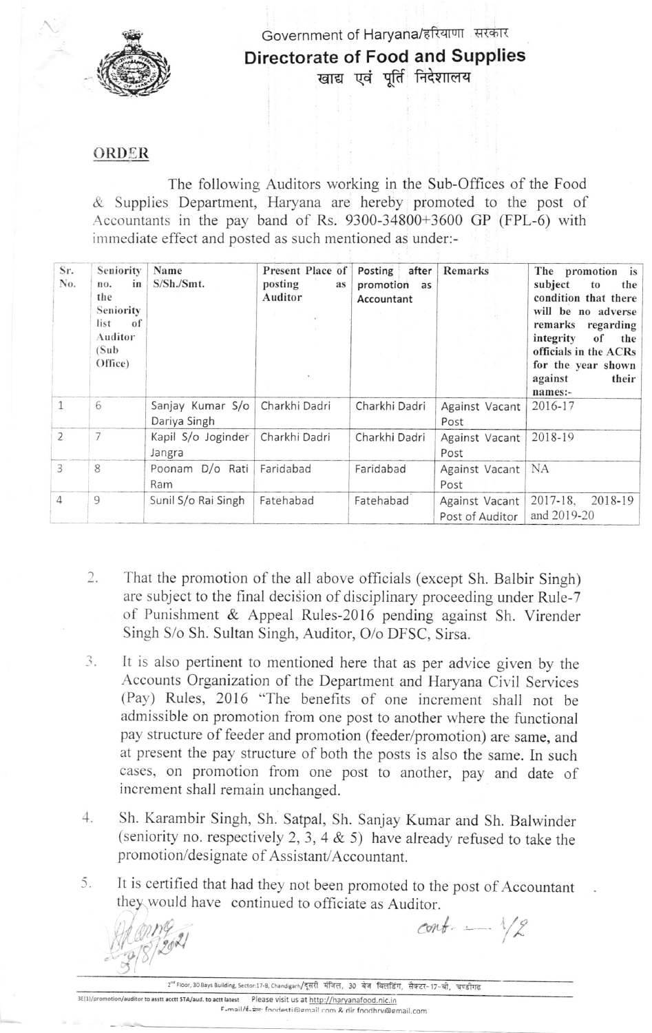Government of Haryana/हरियाणा सरकार

**Directorate of Food and Supplies**

खाद्य एवं पूर्ति निदेशालय

## ORDER

The following Auditors working in the Sub-Offices of the Food & Supplies Department, Haryana are hereby promoted to the post of Accountants in the pay band of Rs. 9300-34800+3600 GP (FPL-6) with immediate effect and posted as such mentioned as under:-

| Sr. No. | Seniority no. in the Seniority list of Auditor (Sub Office) | Name S/Sh./Smt. | Present Place of posting as Auditor | Posting after promotion as Accountant | Remarks | The promotion is subject to the condition that there will be no adverse remarks regarding integrity of the officials in the ACRs for the year shown against their names:- |
|---|---|---|---|---|---|---|
| 1 | 6 | Sanjay Kumar S/o Dariya Singh | Charkhi Dadri | Charkhi Dadri | Against Vacant Post | 2016-17 |
| 2 | 7 | Kapil S/o Joginder Jangra | Charkhi Dadri | Charkhi Dadri | Against Vacant Post | 2018-19 |
| 3 | 8 | Poonam D/o Rati Ram | Faridabad | Faridabad | Against Vacant Post | NA |
| 4 | 9 | Sunil S/o Rai Singh | Fatehabad | Fatehabad | Against Vacant Post of Auditor | 2017-18, 2018-19 and 2019-20 |

2. That the promotion of the all above officials (except Sh. Balbir Singh) are subject to the final decision of disciplinary proceeding under Rule-7 of Punishment & Appeal Rules-2016 pending against Sh. Virender Singh S/o Sh. Sultan Singh, Auditor, O/o DFSC, Sirsa.

3. It is also pertinent to mentioned here that as per advice given by the Accounts Organization of the Department and Haryana Civil Services (Pay) Rules, 2016 "The benefits of one increment shall not be admissible on promotion from one post to another where the functional pay structure of feeder and promotion (feeder/promotion) are same, and at present the pay structure of both the posts is also the same. In such cases, on promotion from one post to another, pay and date of increment shall remain unchanged.

4. Sh. Karambir Singh, Sh. Satpal, Sh. Sanjay Kumar and Sh. Balwinder (seniority no. respectively 2, 3, 4 & 5) have already refused to take the promotion/designate of Assistant/Accountant.

5. It is certified that had they not been promoted to the post of Accountant they would have continued to officiate as Auditor.

3/8/2021

cont. — 1/2

2nd Floor, 30 Bays Building, Sector:17-B, Chandigarh/दूसरी मंजिल, 30 बेज बिल्डिंग, सैक्टर-17-बी, चण्डीगढ़

3E(1)/promotion/auditor to asstt acctt STA/aud. to acct latest Please visit us at http://haryanafood.nic.in

E-mail/ई-मेल: foodesti@gmail.com & dir.foodhry@gmail.com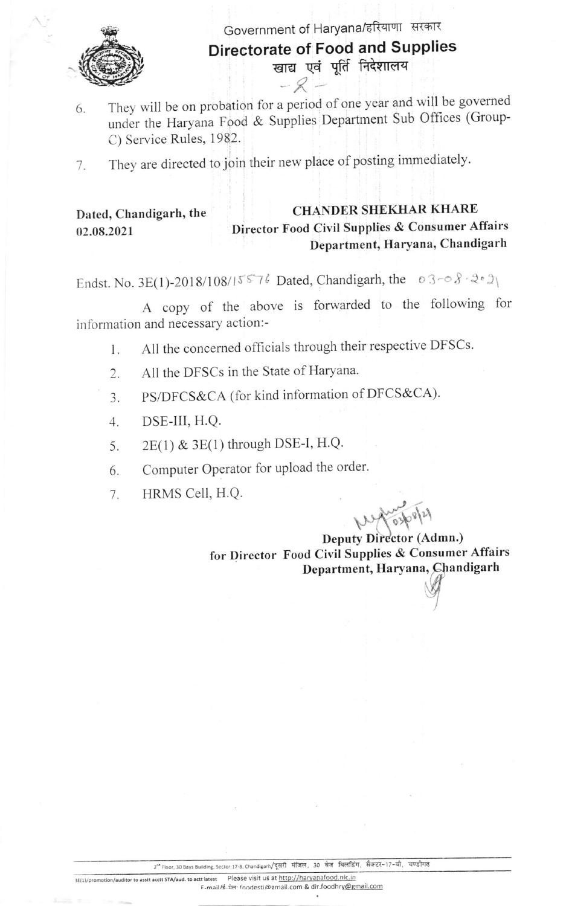Government of Haryana/हरियाणा सरकार

**Directorate of Food and Supplies**

खाद्य एवं पूर्ति निदेशालय

-2-

6. They will be on probation for a period of one year and will be governed under the Haryana Food & Supplies Department Sub Offices (Group-C) Service Rules, 1982.
7. They are directed to join their new place of posting immediately.

**Dated, Chandigarh, the 02.08.2021**

**CHANDER SHEKHAR KHARE**
**Director Food Civil Supplies & Consumer Affairs Department, Haryana, Chandigarh**

Endst. No. 3E(1)-2018/108/15576 Dated, Chandigarh, the 03-08-2021

A copy of the above is forwarded to the following for information and necessary action:-

1. All the concerned officials through their respective DFSCs.
2. All the DFSCs in the State of Haryana.
3. PS/DFCS&CA (for kind information of DFCS&CA).
4. DSE-III, H.Q.
5. 2E(1) & 3E(1) through DSE-I, H.Q.
6. Computer Operator for upload the order.
7. HRMS Cell, H.Q.

03/08/21

**Deputy Director (Admn.)**
**for Director Food Civil Supplies & Consumer Affairs Department, Haryana, Chandigarh**

2nd Floor, 30 Bays Building, Sector-17-B, Chandigarh/दूसरी मंजिल, 30 बेज बिल्डिंग, सैक्टर-17-बी, चण्डीगढ

3E(1)/promotion/auditor to asstt acctt STA/aud. to actt latest Please visit us at http://haryanafood.nic.in
E-mail/ई-मेल: foodesti@gmail.com & dir.foodhry@gmail.com